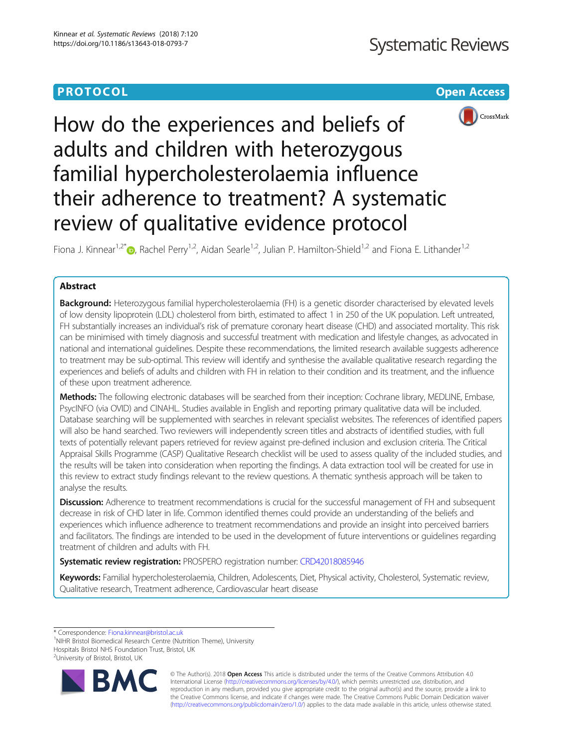PROTOCOL

Open Access

# How do the experiences and beliefs of adults and children with heterozygous familial hypercholesterolaemia influence their adherence to treatment? A systematic review of qualitative evidence protocol

Fiona J. Kinnear[1,2*], Rachel Perry[1,2], Aidan Searle[1,2], Julian P. Hamilton-Shield[1,2] and Fiona E. Lithander[1,2]

## Abstract

**Background:** Heterozygous familial hypercholesterolaemia (FH) is a genetic disorder characterised by elevated levels of low density lipoprotein (LDL) cholesterol from birth, estimated to affect 1 in 250 of the UK population. Left untreated, FH substantially increases an individual's risk of premature coronary heart disease (CHD) and associated mortality. This risk can be minimised with timely diagnosis and successful treatment with medication and lifestyle changes, as advocated in national and international guidelines. Despite these recommendations, the limited research available suggests adherence to treatment may be sub-optimal. This review will identify and synthesise the available qualitative research regarding the experiences and beliefs of adults and children with FH in relation to their condition and its treatment, and the influence of these upon treatment adherence.

**Methods:** The following electronic databases will be searched from their inception: Cochrane library, MEDLINE, Embase, PsycINFO (via OVID) and CINAHL. Studies available in English and reporting primary qualitative data will be included. Database searching will be supplemented with searches in relevant specialist websites. The references of identified papers will also be hand searched. Two reviewers will independently screen titles and abstracts of identified studies, with full texts of potentially relevant papers retrieved for review against pre-defined inclusion and exclusion criteria. The Critical Appraisal Skills Programme (CASP) Qualitative Research checklist will be used to assess quality of the included studies, and the results will be taken into consideration when reporting the findings. A data extraction tool will be created for use in this review to extract study findings relevant to the review questions. A thematic synthesis approach will be taken to analyse the results.

**Discussion:** Adherence to treatment recommendations is crucial for the successful management of FH and subsequent decrease in risk of CHD later in life. Common identified themes could provide an understanding of the beliefs and experiences which influence adherence to treatment recommendations and provide an insight into perceived barriers and facilitators. The findings are intended to be used in the development of future interventions or guidelines regarding treatment of children and adults with FH.

**Systematic review registration:** PROSPERO registration number: CRD42018085946

**Keywords:** Familial hypercholesterolaemia, Children, Adolescents, Diet, Physical activity, Cholesterol, Systematic review, Qualitative research, Treatment adherence, Cardiovascular heart disease

---

* Correspondence: Fiona.kinnear@bristol.ac.uk
[1]NIHR Bristol Biomedical Research Centre (Nutrition Theme), University Hospitals Bristol NHS Foundation Trust, Bristol, UK
[2]University of Bristol, Bristol, UK

© The Author(s). 2018 **Open Access** This article is distributed under the terms of the Creative Commons Attribution 4.0 International License (http://creativecommons.org/licenses/by/4.0/), which permits unrestricted use, distribution, and reproduction in any medium, provided you give appropriate credit to the original author(s) and the source, provide a link to the Creative Commons license, and indicate if changes were made. The Creative Commons Public Domain Dedication waiver (http://creativecommons.org/publicdomain/zero/1.0/) applies to the data made available in this article, unless otherwise stated.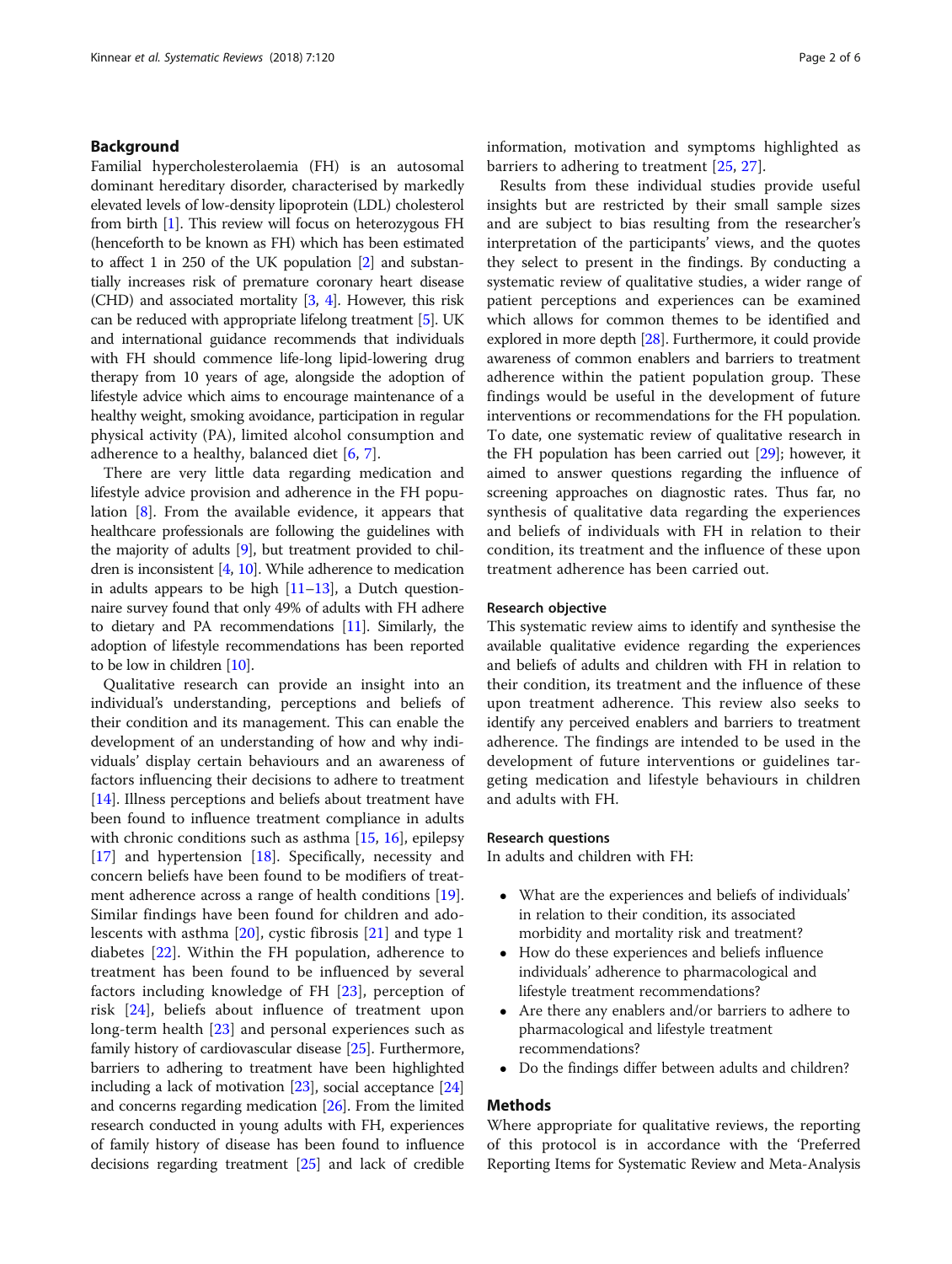## Background

Familial hypercholesterolaemia (FH) is an autosomal dominant hereditary disorder, characterised by markedly elevated levels of low-density lipoprotein (LDL) cholesterol from birth [1]. This review will focus on heterozygous FH (henceforth to be known as FH) which has been estimated to affect 1 in 250 of the UK population [2] and substantially increases risk of premature coronary heart disease (CHD) and associated mortality [3, 4]. However, this risk can be reduced with appropriate lifelong treatment [5]. UK and international guidance recommends that individuals with FH should commence life-long lipid-lowering drug therapy from 10 years of age, alongside the adoption of lifestyle advice which aims to encourage maintenance of a healthy weight, smoking avoidance, participation in regular physical activity (PA), limited alcohol consumption and adherence to a healthy, balanced diet [6, 7].

There are very little data regarding medication and lifestyle advice provision and adherence in the FH population [8]. From the available evidence, it appears that healthcare professionals are following the guidelines with the majority of adults [9], but treatment provided to children is inconsistent [4, 10]. While adherence to medication in adults appears to be high [11–13], a Dutch questionnaire survey found that only 49% of adults with FH adhere to dietary and PA recommendations [11]. Similarly, the adoption of lifestyle recommendations has been reported to be low in children [10].

Qualitative research can provide an insight into an individual's understanding, perceptions and beliefs of their condition and its management. This can enable the development of an understanding of how and why individuals' display certain behaviours and an awareness of factors influencing their decisions to adhere to treatment [14]. Illness perceptions and beliefs about treatment have been found to influence treatment compliance in adults with chronic conditions such as asthma [15, 16], epilepsy [17] and hypertension [18]. Specifically, necessity and concern beliefs have been found to be modifiers of treatment adherence across a range of health conditions [19]. Similar findings have been found for children and adolescents with asthma [20], cystic fibrosis [21] and type 1 diabetes [22]. Within the FH population, adherence to treatment has been found to be influenced by several factors including knowledge of FH [23], perception of risk [24], beliefs about influence of treatment upon long-term health [23] and personal experiences such as family history of cardiovascular disease [25]. Furthermore, barriers to adhering to treatment have been highlighted including a lack of motivation [23], social acceptance [24] and concerns regarding medication [26]. From the limited research conducted in young adults with FH, experiences of family history of disease has been found to influence decisions regarding treatment [25] and lack of credible information, motivation and symptoms highlighted as barriers to adhering to treatment [25, 27].

Results from these individual studies provide useful insights but are restricted by their small sample sizes and are subject to bias resulting from the researcher's interpretation of the participants' views, and the quotes they select to present in the findings. By conducting a systematic review of qualitative studies, a wider range of patient perceptions and experiences can be examined which allows for common themes to be identified and explored in more depth [28]. Furthermore, it could provide awareness of common enablers and barriers to treatment adherence within the patient population group. These findings would be useful in the development of future interventions or recommendations for the FH population. To date, one systematic review of qualitative research in the FH population has been carried out [29]; however, it aimed to answer questions regarding the influence of screening approaches on diagnostic rates. Thus far, no synthesis of qualitative data regarding the experiences and beliefs of individuals with FH in relation to their condition, its treatment and the influence of these upon treatment adherence has been carried out.

### Research objective

This systematic review aims to identify and synthesise the available qualitative evidence regarding the experiences and beliefs of adults and children with FH in relation to their condition, its treatment and the influence of these upon treatment adherence. This review also seeks to identify any perceived enablers and barriers to treatment adherence. The findings are intended to be used in the development of future interventions or guidelines targeting medication and lifestyle behaviours in children and adults with FH.

### Research questions

In adults and children with FH:

- What are the experiences and beliefs of individuals' in relation to their condition, its associated morbidity and mortality risk and treatment?
- How do these experiences and beliefs influence individuals' adherence to pharmacological and lifestyle treatment recommendations?
- Are there any enablers and/or barriers to adhere to pharmacological and lifestyle treatment recommendations?
- Do the findings differ between adults and children?

## Methods

Where appropriate for qualitative reviews, the reporting of this protocol is in accordance with the 'Preferred Reporting Items for Systematic Review and Meta-Analysis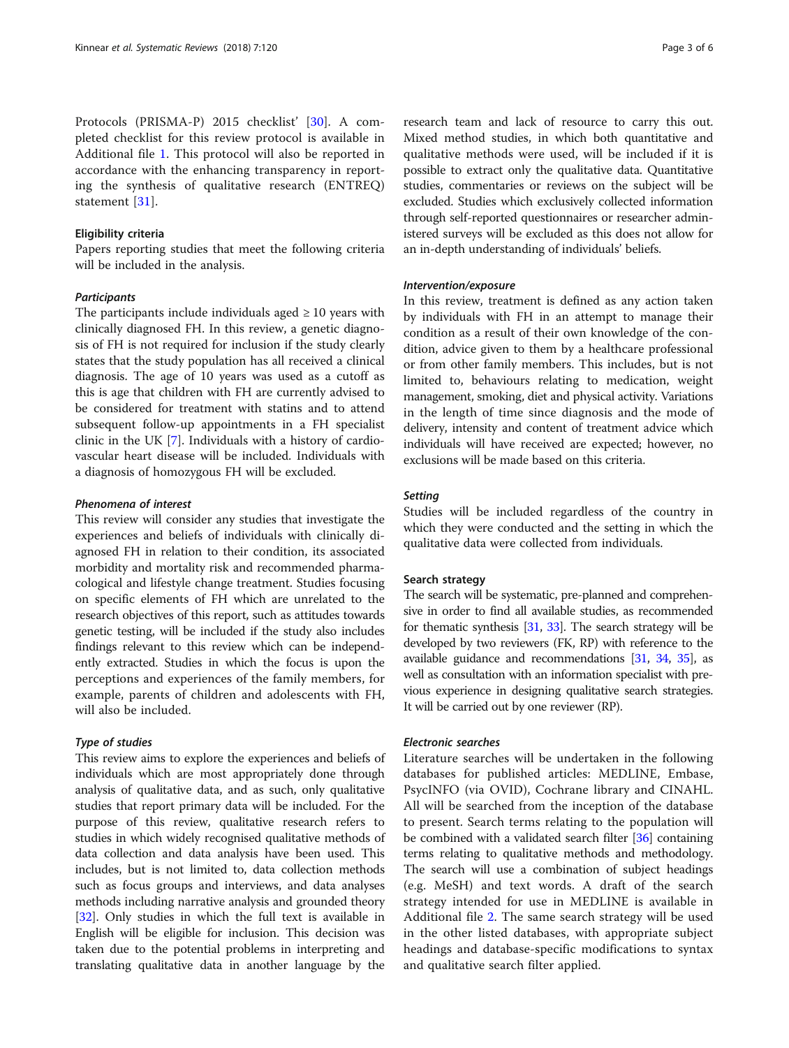Protocols (PRISMA-P) 2015 checklist' [30]. A completed checklist for this review protocol is available in Additional file 1. This protocol will also be reported in accordance with the enhancing transparency in reporting the synthesis of qualitative research (ENTREQ) statement [31].

### Eligibility criteria

Papers reporting studies that meet the following criteria will be included in the analysis.

#### *Participants*

The participants include individuals aged ≥ 10 years with clinically diagnosed FH. In this review, a genetic diagnosis of FH is not required for inclusion if the study clearly states that the study population has all received a clinical diagnosis. The age of 10 years was used as a cutoff as this is age that children with FH are currently advised to be considered for treatment with statins and to attend subsequent follow-up appointments in a FH specialist clinic in the UK [7]. Individuals with a history of cardiovascular heart disease will be included. Individuals with a diagnosis of homozygous FH will be excluded.

#### *Phenomena of interest*

This review will consider any studies that investigate the experiences and beliefs of individuals with clinically diagnosed FH in relation to their condition, its associated morbidity and mortality risk and recommended pharmacological and lifestyle change treatment. Studies focusing on specific elements of FH which are unrelated to the research objectives of this report, such as attitudes towards genetic testing, will be included if the study also includes findings relevant to this review which can be independently extracted. Studies in which the focus is upon the perceptions and experiences of the family members, for example, parents of children and adolescents with FH, will also be included.

#### *Type of studies*

This review aims to explore the experiences and beliefs of individuals which are most appropriately done through analysis of qualitative data, and as such, only qualitative studies that report primary data will be included. For the purpose of this review, qualitative research refers to studies in which widely recognised qualitative methods of data collection and data analysis have been used. This includes, but is not limited to, data collection methods such as focus groups and interviews, and data analyses methods including narrative analysis and grounded theory [32]. Only studies in which the full text is available in English will be eligible for inclusion. This decision was taken due to the potential problems in interpreting and translating qualitative data in another language by the research team and lack of resource to carry this out. Mixed method studies, in which both quantitative and qualitative methods were used, will be included if it is possible to extract only the qualitative data. Quantitative studies, commentaries or reviews on the subject will be excluded. Studies which exclusively collected information through self-reported questionnaires or researcher administered surveys will be excluded as this does not allow for an in-depth understanding of individuals' beliefs.

#### *Intervention/exposure*

In this review, treatment is defined as any action taken by individuals with FH in an attempt to manage their condition as a result of their own knowledge of the condition, advice given to them by a healthcare professional or from other family members. This includes, but is not limited to, behaviours relating to medication, weight management, smoking, diet and physical activity. Variations in the length of time since diagnosis and the mode of delivery, intensity and content of treatment advice which individuals will have received are expected; however, no exclusions will be made based on this criteria.

#### *Setting*

Studies will be included regardless of the country in which they were conducted and the setting in which the qualitative data were collected from individuals.

### Search strategy

The search will be systematic, pre-planned and comprehensive in order to find all available studies, as recommended for thematic synthesis [31, 33]. The search strategy will be developed by two reviewers (FK, RP) with reference to the available guidance and recommendations [31, 34, 35], as well as consultation with an information specialist with previous experience in designing qualitative search strategies. It will be carried out by one reviewer (RP).

### Electronic searches

Literature searches will be undertaken in the following databases for published articles: MEDLINE, Embase, PsycINFO (via OVID), Cochrane library and CINAHL. All will be searched from the inception of the database to present. Search terms relating to the population will be combined with a validated search filter [36] containing terms relating to qualitative methods and methodology. The search will use a combination of subject headings (e.g. MeSH) and text words. A draft of the search strategy intended for use in MEDLINE is available in Additional file 2. The same search strategy will be used in the other listed databases, with appropriate subject headings and database-specific modifications to syntax and qualitative search filter applied.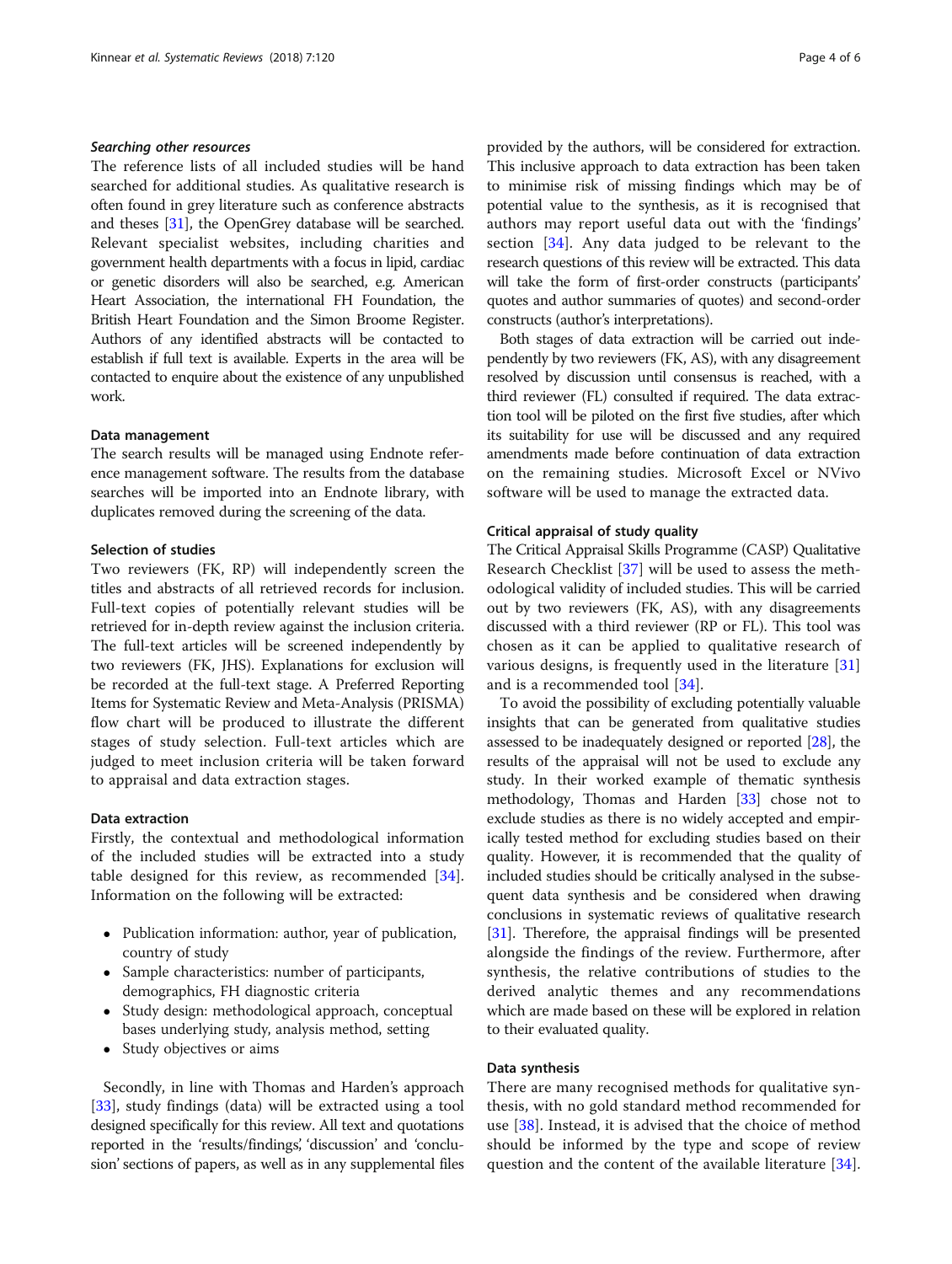#### *Searching other resources*

The reference lists of all included studies will be hand searched for additional studies. As qualitative research is often found in grey literature such as conference abstracts and theses [31], the OpenGrey database will be searched. Relevant specialist websites, including charities and government health departments with a focus in lipid, cardiac or genetic disorders will also be searched, e.g. American Heart Association, the international FH Foundation, the British Heart Foundation and the Simon Broome Register. Authors of any identified abstracts will be contacted to establish if full text is available. Experts in the area will be contacted to enquire about the existence of any unpublished work.

### Data management

The search results will be managed using Endnote reference management software. The results from the database searches will be imported into an Endnote library, with duplicates removed during the screening of the data.

### Selection of studies

Two reviewers (FK, RP) will independently screen the titles and abstracts of all retrieved records for inclusion. Full-text copies of potentially relevant studies will be retrieved for in-depth review against the inclusion criteria. The full-text articles will be screened independently by two reviewers (FK, JHS). Explanations for exclusion will be recorded at the full-text stage. A Preferred Reporting Items for Systematic Review and Meta-Analysis (PRISMA) flow chart will be produced to illustrate the different stages of study selection. Full-text articles which are judged to meet inclusion criteria will be taken forward to appraisal and data extraction stages.

### Data extraction

Firstly, the contextual and methodological information of the included studies will be extracted into a study table designed for this review, as recommended [34]. Information on the following will be extracted:

- Publication information: author, year of publication, country of study
- Sample characteristics: number of participants, demographics, FH diagnostic criteria
- Study design: methodological approach, conceptual bases underlying study, analysis method, setting
- Study objectives or aims

Secondly, in line with Thomas and Harden's approach [33], study findings (data) will be extracted using a tool designed specifically for this review. All text and quotations reported in the 'results/findings', 'discussion' and 'conclusion' sections of papers, as well as in any supplemental files provided by the authors, will be considered for extraction. This inclusive approach to data extraction has been taken to minimise risk of missing findings which may be of potential value to the synthesis, as it is recognised that authors may report useful data out with the 'findings' section [34]. Any data judged to be relevant to the research questions of this review will be extracted. This data will take the form of first-order constructs (participants' quotes and author summaries of quotes) and second-order constructs (author's interpretations).

Both stages of data extraction will be carried out independently by two reviewers (FK, AS), with any disagreement resolved by discussion until consensus is reached, with a third reviewer (FL) consulted if required. The data extraction tool will be piloted on the first five studies, after which its suitability for use will be discussed and any required amendments made before continuation of data extraction on the remaining studies. Microsoft Excel or NVivo software will be used to manage the extracted data.

### Critical appraisal of study quality

The Critical Appraisal Skills Programme (CASP) Qualitative Research Checklist [37] will be used to assess the methodological validity of included studies. This will be carried out by two reviewers (FK, AS), with any disagreements discussed with a third reviewer (RP or FL). This tool was chosen as it can be applied to qualitative research of various designs, is frequently used in the literature [31] and is a recommended tool [34].

To avoid the possibility of excluding potentially valuable insights that can be generated from qualitative studies assessed to be inadequately designed or reported [28], the results of the appraisal will not be used to exclude any study. In their worked example of thematic synthesis methodology, Thomas and Harden [33] chose not to exclude studies as there is no widely accepted and empirically tested method for excluding studies based on their quality. However, it is recommended that the quality of included studies should be critically analysed in the subsequent data synthesis and be considered when drawing conclusions in systematic reviews of qualitative research [31]. Therefore, the appraisal findings will be presented alongside the findings of the review. Furthermore, after synthesis, the relative contributions of studies to the derived analytic themes and any recommendations which are made based on these will be explored in relation to their evaluated quality.

### Data synthesis

There are many recognised methods for qualitative synthesis, with no gold standard method recommended for use [38]. Instead, it is advised that the choice of method should be informed by the type and scope of review question and the content of the available literature [34].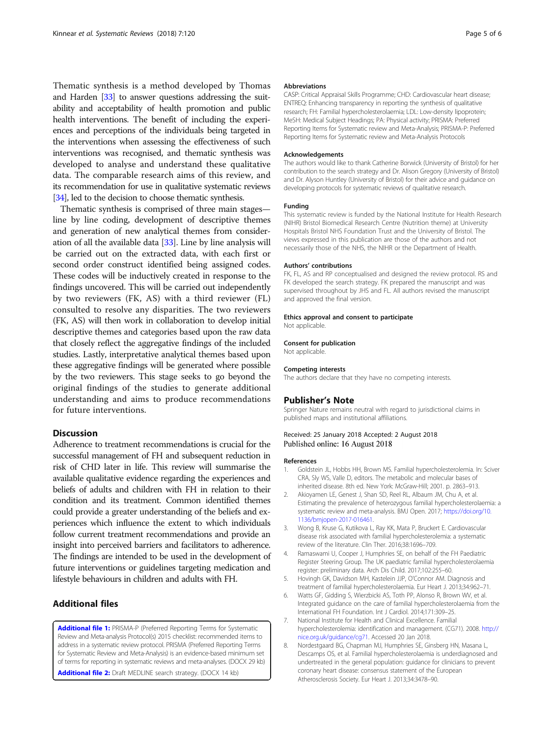Thematic synthesis is a method developed by Thomas and Harden [33] to answer questions addressing the suitability and acceptability of health promotion and public health interventions. The benefit of including the experiences and perceptions of the individuals being targeted in the interventions when assessing the effectiveness of such interventions was recognised, and thematic synthesis was developed to analyse and understand these qualitative data. The comparable research aims of this review, and its recommendation for use in qualitative systematic reviews [34], led to the decision to choose thematic synthesis.

Thematic synthesis is comprised of three main stages—line by line coding, development of descriptive themes and generation of new analytical themes from consideration of all the available data [33]. Line by line analysis will be carried out on the extracted data, with each first or second order construct identified being assigned codes. These codes will be inductively created in response to the findings uncovered. This will be carried out independently by two reviewers (FK, AS) with a third reviewer (FL) consulted to resolve any disparities. The two reviewers (FK, AS) will then work in collaboration to develop initial descriptive themes and categories based upon the raw data that closely reflect the aggregative findings of the included studies. Lastly, interpretative analytical themes based upon these aggregative findings will be generated where possible by the two reviewers. This stage seeks to go beyond the original findings of the studies to generate additional understanding and aims to produce recommendations for future interventions.

## Discussion

Adherence to treatment recommendations is crucial for the successful management of FH and subsequent reduction in risk of CHD later in life. This review will summarise the available qualitative evidence regarding the experiences and beliefs of adults and children with FH in relation to their condition and its treatment. Common identified themes could provide a greater understanding of the beliefs and experiences which influence the extent to which individuals follow current treatment recommendations and provide an insight into perceived barriers and facilitators to adherence. The findings are intended to be used in the development of future interventions or guidelines targeting medication and lifestyle behaviours in children and adults with FH.

## Additional files

**Additional file 1:** PRISMA-P (Preferred Reporting Terms for Systematic Review and Meta-analysis Protocol(s) 2015 checklist: recommended items to address in a systematic review protocol. PRISMA (Preferred Reporting Terms for Systematic Review and Meta-Analysis) is an evidence-based minimum set of terms for reporting in systematic reviews and meta-analyses. (DOCX 29 kb)

**Additional file 2:** Draft MEDLINE search strategy. (DOCX 14 kb)

### Abbreviations

CASP: Critical Appraisal Skills Programme; CHD: Cardiovascular heart disease; ENTREQ: Enhancing transparency in reporting the synthesis of qualitative research; FH: Familial hypercholesterolaemia; LDL: Low-density lipoprotein; MeSH: Medical Subject Headings; PA: Physical activity; PRISMA: Preferred Reporting Items for Systematic review and Meta-Analysis; PRISMA-P: Preferred Reporting Items for Systematic review and Meta-Analysis Protocols

### Acknowledgements

The authors would like to thank Catherine Borwick (University of Bristol) for her contribution to the search strategy and Dr. Alison Gregory (University of Bristol) and Dr. Alyson Huntley (University of Bristol) for their advice and guidance on developing protocols for systematic reviews of qualitative research.

### Funding

This systematic review is funded by the National Institute for Health Research (NIHR) Bristol Biomedical Research Centre (Nutrition theme) at University Hospitals Bristol NHS Foundation Trust and the University of Bristol. The views expressed in this publication are those of the authors and not necessarily those of the NHS, the NIHR or the Department of Health.

### Authors' contributions

FK, FL, AS and RP conceptualised and designed the review protocol. RS and FK developed the search strategy. FK prepared the manuscript and was supervised throughout by JHS and FL. All authors revised the manuscript and approved the final version.

### Ethics approval and consent to participate

Not applicable.

### Consent for publication

Not applicable.

### Competing interests

The authors declare that they have no competing interests.

## Publisher's Note

Springer Nature remains neutral with regard to jurisdictional claims in published maps and institutional affiliations.

Received: 25 January 2018 Accepted: 2 August 2018
Published online: 16 August 2018

### References

1. Goldstein JL, Hobbs HH, Brown MS. Familial hypercholesterolemia. In: Sciver CRA, Sly WS, Valle D, editors. The metabolic and molecular bases of inherited disease. 8th ed. New York: McGraw-Hill; 2001. p. 2863–913.
2. Akioyamen LE, Genest J, Shan SD, Reel RL, Albaum JM, Chu A, et al. Estimating the prevalence of heterozygous familial hypercholesterolaemia: a systematic review and meta-analysis. BMJ Open. 2017; https://doi.org/10.1136/bmjopen-2017-016461.
3. Wong B, Kruse G, Kutikova L, Ray KK, Mata P, Bruckert E. Cardiovascular disease risk associated with familial hypercholesterolemia: a systematic review of the literature. Clin Ther. 2016;38:1696–709.
4. Ramaswami U, Cooper J, Humphries SE, on behalf of the FH Paediatric Register Steering Group. The UK paediatric familial hypercholesterolaemia register: preliminary data. Arch Dis Child. 2017;102:255–60.
5. Hovingh GK, Davidson MH, Kastelein JJP, O'Connor AM. Diagnosis and treatment of familial hypercholesterolaemia. Eur Heart J. 2013;34:962–71.
6. Watts GF, Gidding S, Wierzbicki AS, Toth PP, Alonso R, Brown WV, et al. Integrated guidance on the care of familial hypercholesterolaemia from the International FH Foundation. Int J Cardiol. 2014;171:309–25.
7. National Institute for Health and Clinical Excellence. Familial hypercholesterolemia: identification and management. (CG71). 2008. http://nice.org.uk/guidance/cg71. Accessed 20 Jan 2018.
8. Nordestgaard BG, Chapman MJ, Humphries SE, Ginsberg HN, Masana L, Descamps OS, et al. Familial hypercholesterolaemia is underdiagnosed and undertreated in the general population: guidance for clinicians to prevent coronary heart disease: consensus statement of the European Atherosclerosis Society. Eur Heart J. 2013;34:3478–90.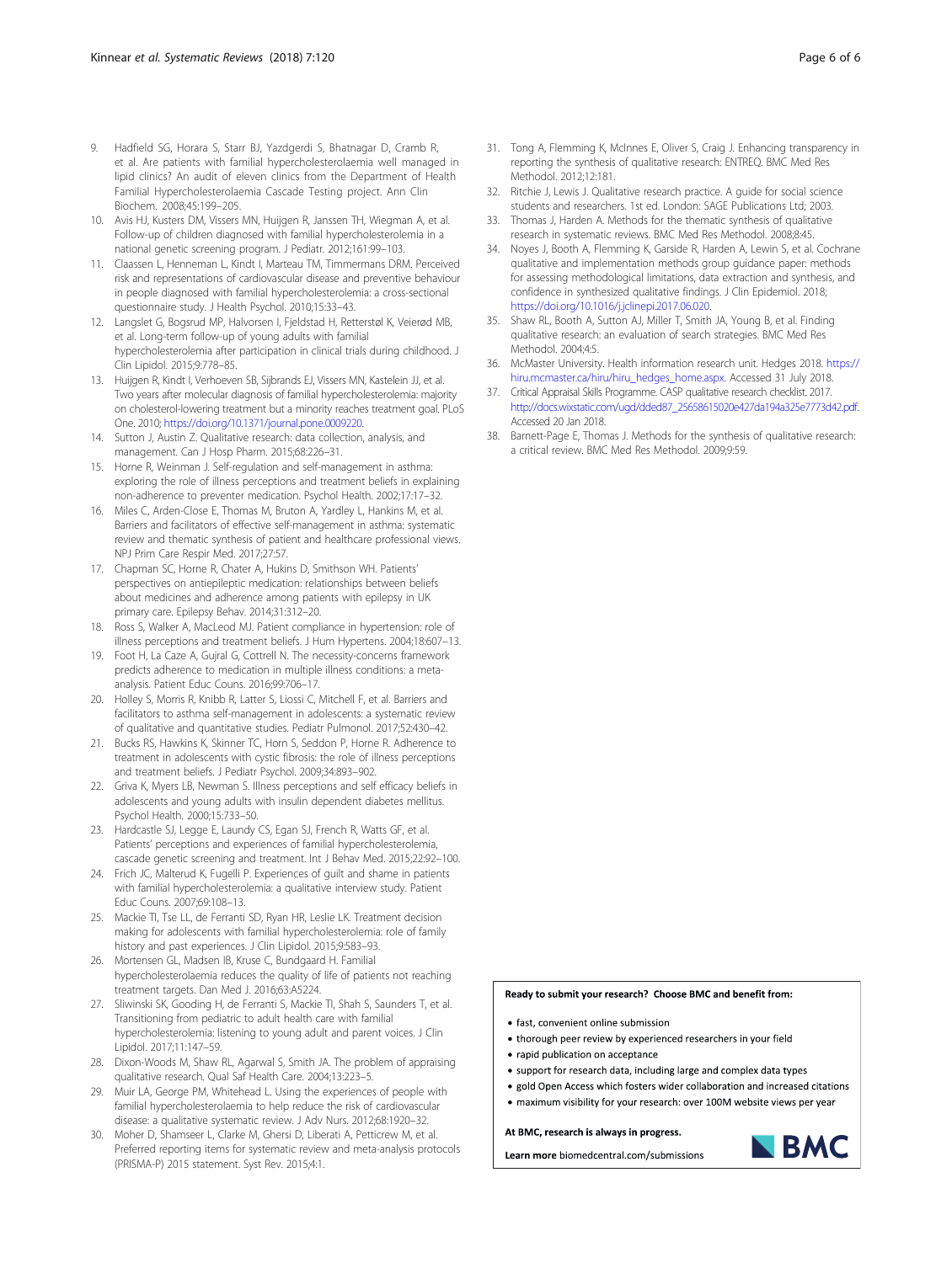9. Hadfield SG, Horara S, Starr BJ, Yazdgerdi S, Bhatnagar D, Cramb R, et al. Are patients with familial hypercholesterolaemia well managed in lipid clinics? An audit of eleven clinics from the Department of Health Familial Hypercholesterolaemia Cascade Testing project. Ann Clin Biochem. 2008;45:199–205.
10. Avis HJ, Kusters DM, Vissers MN, Huijgen R, Janssen TH, Wiegman A, et al. Follow-up of children diagnosed with familial hypercholesterolemia in a national genetic screening program. J Pediatr. 2012;161:99–103.
11. Claassen L, Henneman L, Kindt I, Marteau TM, Timmermans DRM. Perceived risk and representations of cardiovascular disease and preventive behaviour in people diagnosed with familial hypercholesterolemia: a cross-sectional questionnaire study. J Health Psychol. 2010;15:33–43.
12. Langslet G, Bogsrud MP, Halvorsen I, Fjeldstad H, Retterstøl K, Veierød MB, et al. Long-term follow-up of young adults with familial hypercholesterolemia after participation in clinical trials during childhood. J Clin Lipidol. 2015;9:778–85.
13. Huijgen R, Kindt I, Verhoeven SB, Sijbrands EJ, Vissers MN, Kastelein JJ, et al. Two years after molecular diagnosis of familial hypercholesterolemia: majority on cholesterol-lowering treatment but a minority reaches treatment goal. PLoS One. 2010; https://doi.org/10.1371/journal.pone.0009220.
14. Sutton J, Austin Z. Qualitative research: data collection, analysis, and management. Can J Hosp Pharm. 2015;68:226–31.
15. Horne R, Weinman J. Self-regulation and self-management in asthma: exploring the role of illness perceptions and treatment beliefs in explaining non-adherence to preventer medication. Psychol Health. 2002;17:17–32.
16. Miles C, Arden-Close E, Thomas M, Bruton A, Yardley L, Hankins M, et al. Barriers and facilitators of effective self-management in asthma: systematic review and thematic synthesis of patient and healthcare professional views. NPJ Prim Care Respir Med. 2017;27:57.
17. Chapman SC, Horne R, Chater A, Hukins D, Smithson WH. Patients' perspectives on antiepileptic medication: relationships between beliefs about medicines and adherence among patients with epilepsy in UK primary care. Epilepsy Behav. 2014;31:312–20.
18. Ross S, Walker A, MacLeod MJ. Patient compliance in hypertension: role of illness perceptions and treatment beliefs. J Hum Hypertens. 2004;18:607–13.
19. Foot H, La Caze A, Gujral G, Cottrell N. The necessity-concerns framework predicts adherence to medication in multiple illness conditions: a meta-analysis. Patient Educ Couns. 2016;99:706–17.
20. Holley S, Morris R, Knibb R, Latter S, Liossi C, Mitchell F, et al. Barriers and facilitators to asthma self-management in adolescents: a systematic review of qualitative and quantitative studies. Pediatr Pulmonol. 2017;52:430–42.
21. Bucks RS, Hawkins K, Skinner TC, Horn S, Seddon P, Horne R. Adherence to treatment in adolescents with cystic fibrosis: the role of illness perceptions and treatment beliefs. J Pediatr Psychol. 2009;34:893–902.
22. Griva K, Myers LB, Newman S. Illness perceptions and self efficacy beliefs in adolescents and young adults with insulin dependent diabetes mellitus. Psychol Health. 2000;15:733–50.
23. Hardcastle SJ, Legge E, Laundy CS, Egan SJ, French R, Watts GF, et al. Patients' perceptions and experiences of familial hypercholesterolemia, cascade genetic screening and treatment. Int J Behav Med. 2015;22:92–100.
24. Frich JC, Malterud K, Fugelli P. Experiences of guilt and shame in patients with familial hypercholesterolemia: a qualitative interview study. Patient Educ Couns. 2007;69:108–13.
25. Mackie TI, Tse LL, de Ferranti SD, Ryan HR, Leslie LK. Treatment decision making for adolescents with familial hypercholesterolemia: role of family history and past experiences. J Clin Lipidol. 2015;9:583–93.
26. Mortensen GL, Madsen IB, Kruse C, Bundgaard H. Familial hypercholesterolaemia reduces the quality of life of patients not reaching treatment targets. Dan Med J. 2016;63:A5224.
27. Sliwinski SK, Gooding H, de Ferranti S, Mackie TI, Shah S, Saunders T, et al. Transitioning from pediatric to adult health care with familial hypercholesterolemia: listening to young adult and parent voices. J Clin Lipidol. 2017;11:147–59.
28. Dixon-Woods M, Shaw RL, Agarwal S, Smith JA. The problem of appraising qualitative research. Qual Saf Health Care. 2004;13:223–5.
29. Muir LA, George PM, Whitehead L. Using the experiences of people with familial hypercholesterolaemia to help reduce the risk of cardiovascular disease: a qualitative systematic review. J Adv Nurs. 2012;68:1920–32.
30. Moher D, Shamseer L, Clarke M, Ghersi D, Liberati A, Petticrew M, et al. Preferred reporting items for systematic review and meta-analysis protocols (PRISMA-P) 2015 statement. Syst Rev. 2015;4:1.
31. Tong A, Flemming K, McInnes E, Oliver S, Craig J. Enhancing transparency in reporting the synthesis of qualitative research: ENTREQ. BMC Med Res Methodol. 2012;12:181.
32. Ritchie J, Lewis J. Qualitative research practice. A guide for social science students and researchers. 1st ed. London: SAGE Publications Ltd; 2003.
33. Thomas J, Harden A. Methods for the thematic synthesis of qualitative research in systematic reviews. BMC Med Res Methodol. 2008;8:45.
34. Noyes J, Booth A, Flemming K, Garside R, Harden A, Lewin S, et al. Cochrane qualitative and implementation methods group guidance paper: methods for assessing methodological limitations, data extraction and synthesis, and confidence in synthesized qualitative findings. J Clin Epidemiol. 2018; https://doi.org/10.1016/j.jclinepi.2017.06.020.
35. Shaw RL, Booth A, Sutton AJ, Miller T, Smith JA, Young B, et al. Finding qualitative research: an evaluation of search strategies. BMC Med Res Methodol. 2004;4:5.
36. McMaster University. Health information research unit. Hedges 2018. https://hiru.mcmaster.ca/hiru/hiru_hedges_home.aspx. Accessed 31 July 2018.
37. Critical Appraisal Skills Programme. CASP qualitative research checklist. 2017. http://docs.wixstatic.com/ugd/dded87_25658615020e427da194a325e7773d42.pdf. Accessed 20 Jan 2018.
38. Barnett-Page E, Thomas J. Methods for the synthesis of qualitative research: a critical review. BMC Med Res Methodol. 2009;9:59.

**Ready to submit your research? Choose BMC and benefit from:**

- fast, convenient online submission
- thorough peer review by experienced researchers in your field
- rapid publication on acceptance
- support for research data, including large and complex data types
- gold Open Access which fosters wider collaboration and increased citations
- maximum visibility for your research: over 100M website views per year

**At BMC, research is always in progress.**

**Learn more** biomedcentral.com/submissions

BMC